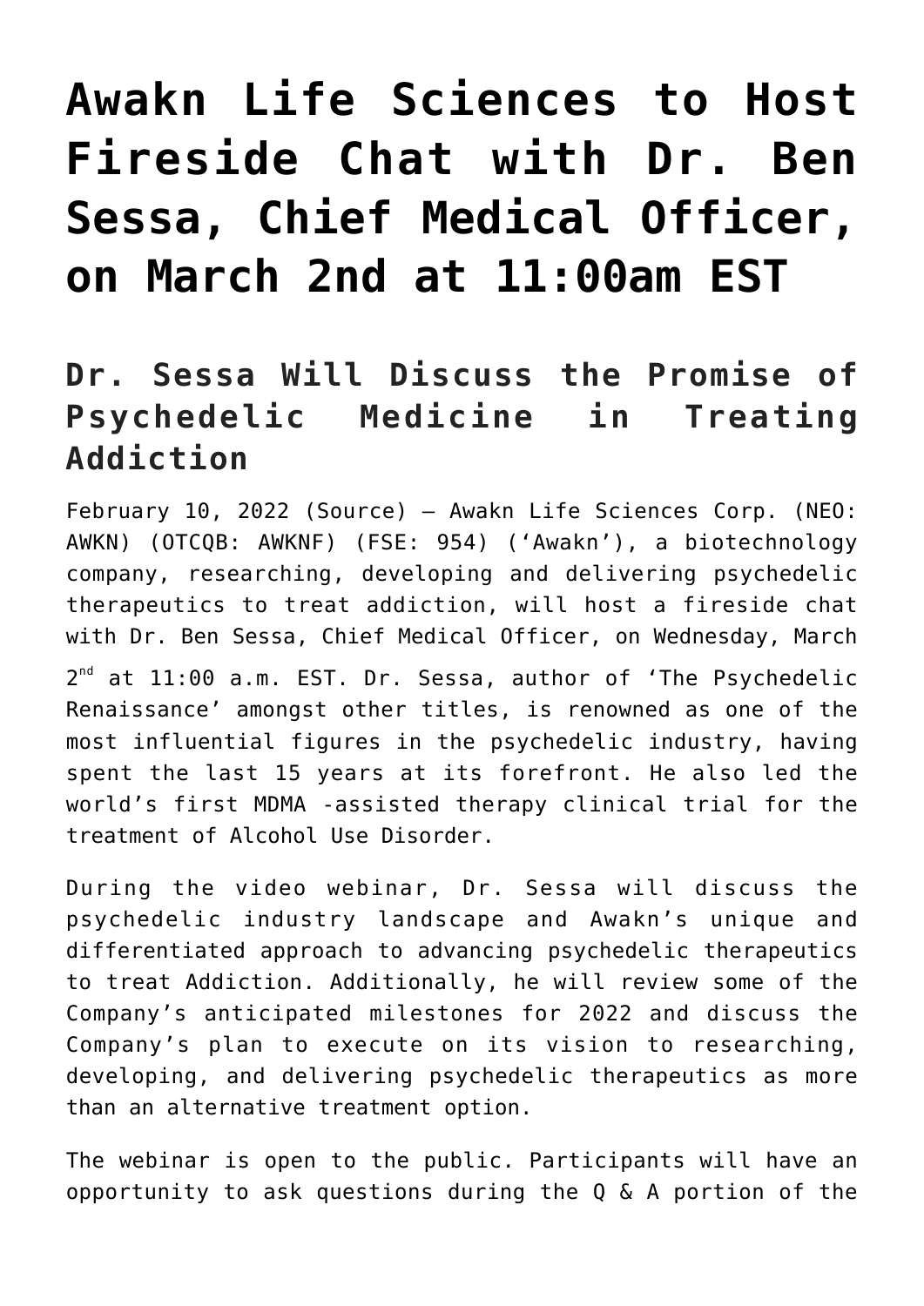# Awakn Life Sciences to Host Fireside Chat with Dr. Ben Sessa, Chief Medical Officer, on March 2nd at 11:00am EST

## Dr. Sessa Will Discuss the Promise of Psychedelic Medicine in Treating Addiction

February 10, 2022 (Source) — Awakn Life Sciences Corp. (NEO: AWKN) (OTCQB: AWKNF) (FSE: 954) ('Awakn'), a biotechnology company, researching, developing and delivering psychedelic therapeutics to treat addiction, will host a fireside chat with Dr. Ben Sessa, Chief Medical Officer, on Wednesday, March 2nd at 11:00 a.m. EST. Dr. Sessa, author of 'The Psychedelic Renaissance' amongst other titles, is renowned as one of the most influential figures in the psychedelic industry, having spent the last 15 years at its forefront. He also led the world's first MDMA -assisted therapy clinical trial for the treatment of Alcohol Use Disorder.

During the video webinar, Dr. Sessa will discuss the psychedelic industry landscape and Awakn's unique and differentiated approach to advancing psychedelic therapeutics to treat Addiction. Additionally, he will review some of the Company's anticipated milestones for 2022 and discuss the Company's plan to execute on its vision to researching, developing, and delivering psychedelic therapeutics as more than an alternative treatment option.

The webinar is open to the public. Participants will have an opportunity to ask questions during the Q & A portion of the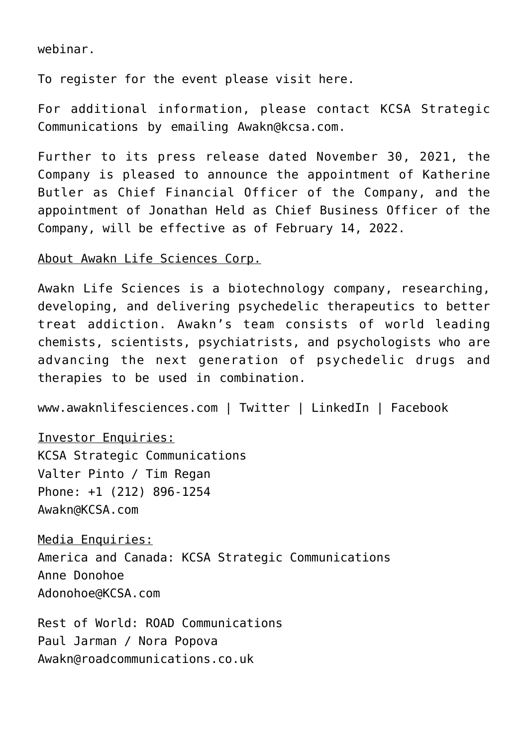webinar.

To register for the event please visit here.

For additional information, please contact KCSA Strategic Communications by emailing Awakn@kcsa.com.

Further to its press release dated November 30, 2021, the Company is pleased to announce the appointment of Katherine Butler as Chief Financial Officer of the Company, and the appointment of Jonathan Held as Chief Business Officer of the Company, will be effective as of February 14, 2022.

<u>About Awakn Life Sciences Corp.</u>

Awakn Life Sciences is a biotechnology company, researching, developing, and delivering psychedelic therapeutics to better treat addiction. Awakn's team consists of world leading chemists, scientists, psychiatrists, and psychologists who are advancing the next generation of psychedelic drugs and therapies to be used in combination.

www.awaknlifesciences.com | Twitter | LinkedIn | Facebook

<u>Investor Enquiries:</u>
KCSA Strategic Communications
Valter Pinto / Tim Regan
Phone: +1 (212) 896-1254
Awakn@KCSA.com

<u>Media Enquiries:</u>
America and Canada: KCSA Strategic Communications
Anne Donohoe
Adonohoe@KCSA.com

Rest of World: ROAD Communications
Paul Jarman / Nora Popova
Awakn@roadcommunications.co.uk